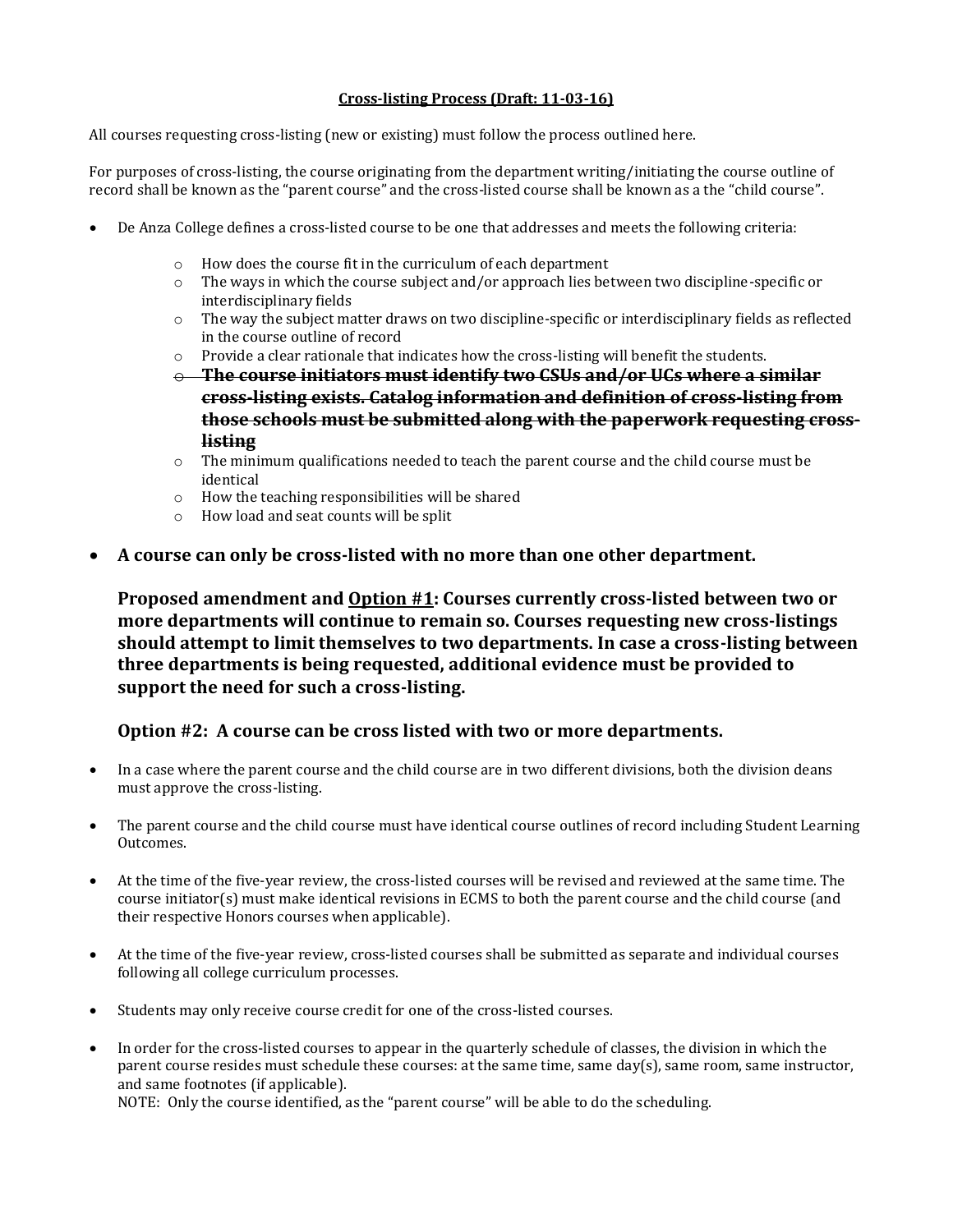**Cross-listing Process (Draft: 11-03-16)**

All courses requesting cross-listing (new or existing) must follow the process outlined here.

For purposes of cross-listing, the course originating from the department writing/initiating the course outline of record shall be known as the "parent course" and the cross-listed course shall be known as a the "child course".

- De Anza College defines a cross-listed course to be one that addresses and meets the following criteria:
    - How does the course fit in the curriculum of each department
    - The ways in which the course subject and/or approach lies between two discipline-specific or interdisciplinary fields
    - The way the subject matter draws on two discipline-specific or interdisciplinary fields as reflected in the course outline of record
    - Provide a clear rationale that indicates how the cross-listing will benefit the students.
    - ~~**The course initiators must identify two CSUs and/or UCs where a similar cross-listing exists. Catalog information and definition of cross-listing from those schools must be submitted along with the paperwork requesting cross-listing**~~
    - The minimum qualifications needed to teach the parent course and the child course must be identical
    - How the teaching responsibilities will be shared
    - How load and seat counts will be split

- **A course can only be cross-listed with no more than one other department.**

  **Proposed amendment and <u>Option #1</u>: Courses currently cross-listed between two or more departments will continue to remain so. Courses requesting new cross-listings should attempt to limit themselves to two departments. In case a cross-listing between three departments is being requested, additional evidence must be provided to support the need for such a cross-listing.**

  **Option #2: A course can be cross listed with two or more departments.**

- In a case where the parent course and the child course are in two different divisions, both the division deans must approve the cross-listing.

- The parent course and the child course must have identical course outlines of record including Student Learning Outcomes.

- At the time of the five-year review, the cross-listed courses will be revised and reviewed at the same time. The course initiator(s) must make identical revisions in ECMS to both the parent course and the child course (and their respective Honors courses when applicable).

- At the time of the five-year review, cross-listed courses shall be submitted as separate and individual courses following all college curriculum processes.

- Students may only receive course credit for one of the cross-listed courses.

- In order for the cross-listed courses to appear in the quarterly schedule of classes, the division in which the parent course resides must schedule these courses: at the same time, same day(s), same room, same instructor, and same footnotes (if applicable).
  NOTE: Only the course identified, as the "parent course" will be able to do the scheduling.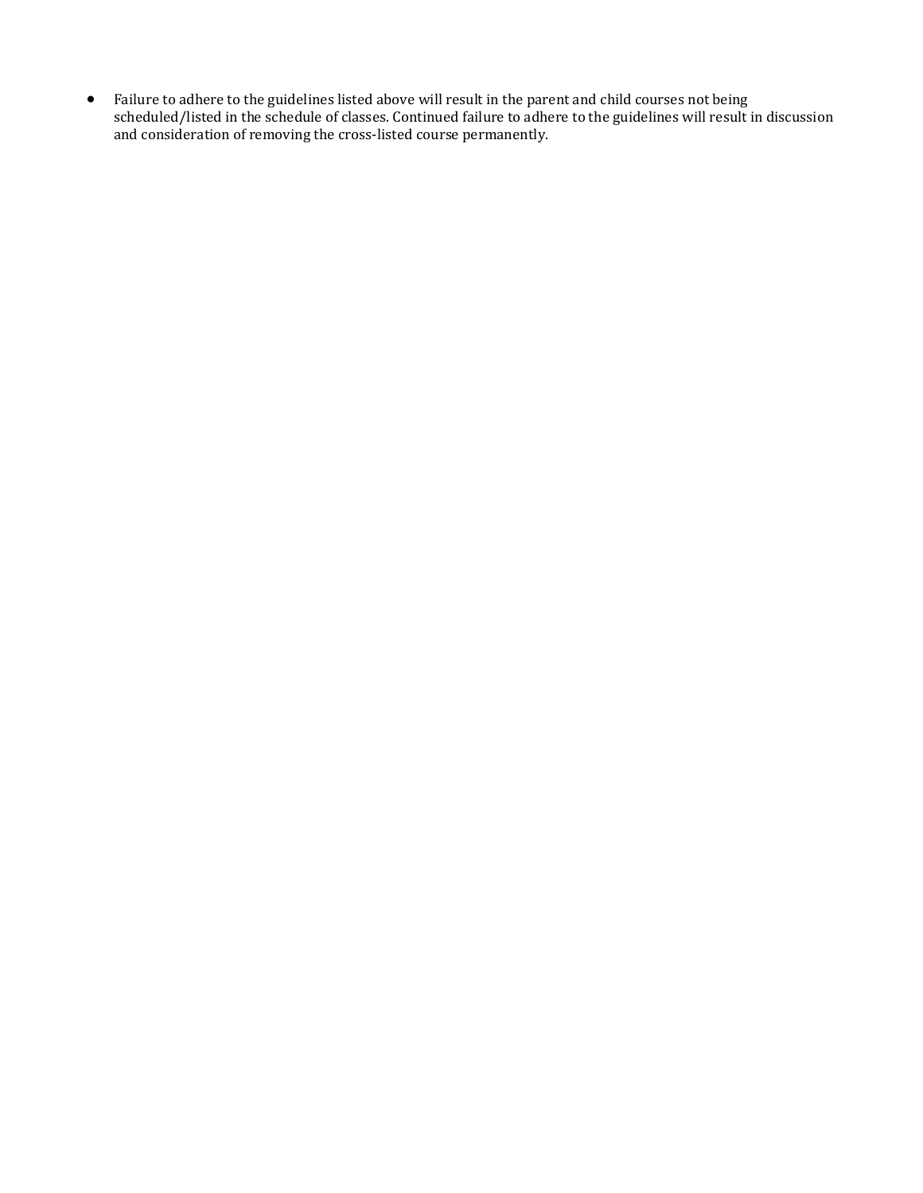- Failure to adhere to the guidelines listed above will result in the parent and child courses not being scheduled/listed in the schedule of classes. Continued failure to adhere to the guidelines will result in discussion and consideration of removing the cross-listed course permanently.